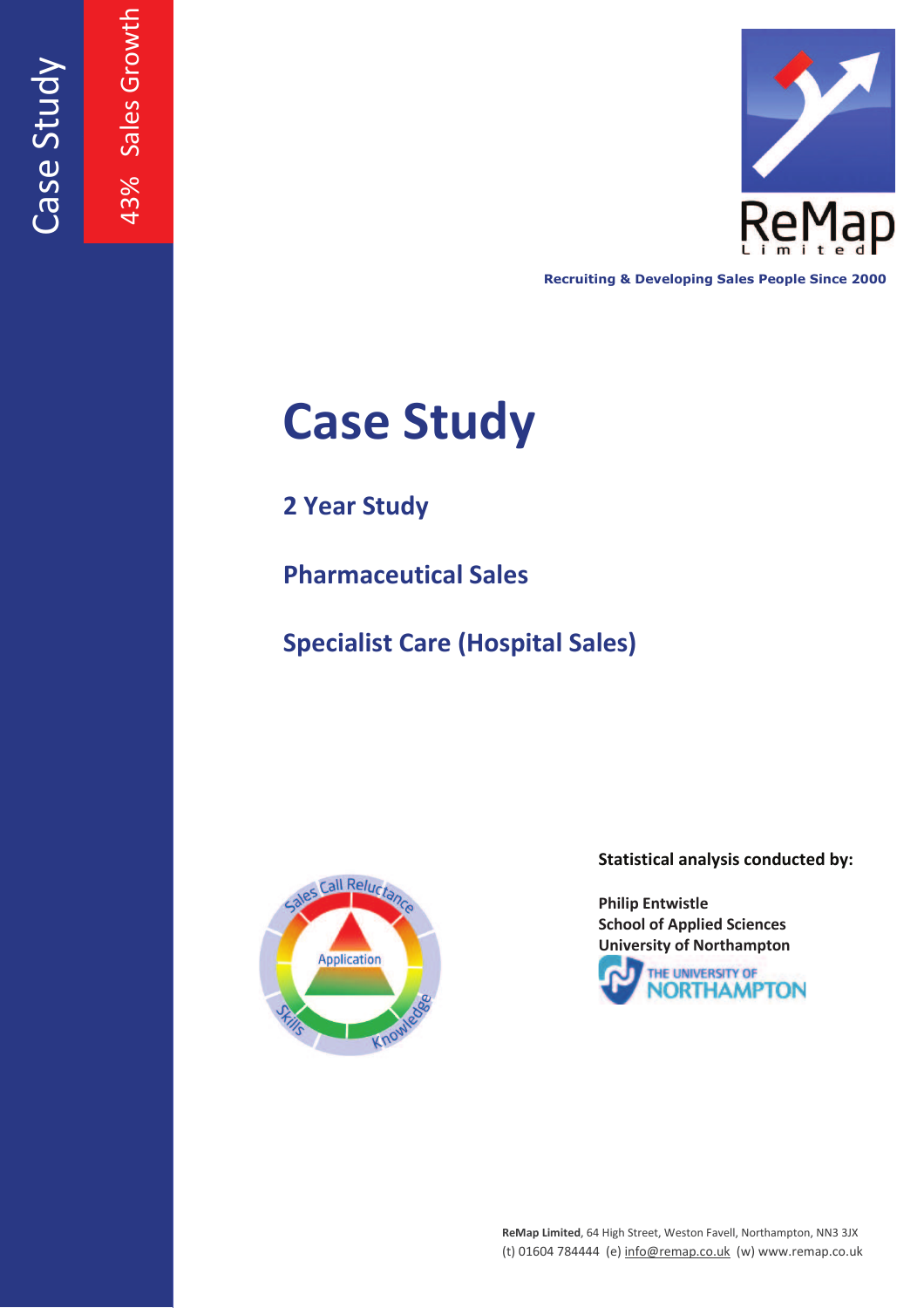Case Study

43% Sales Growth

ReMap Limited

**Recruiting & Developing Sales People Since 2000**

# Case Study

## 2 Year Study

## Pharmaceutical Sales

## Specialist Care (Hospital Sales)

**Statistical analysis conducted by:**

**Philip Entwistle**
**School of Applied Sciences**
**University of Northampton**

THE UNIVERSITY OF NORTHAMPTON

**ReMap Limited**, 64 High Street, Weston Favell, Northampton, NN3 3JX
(t) 01604 784444 (e) info@remap.co.uk (w) www.remap.co.uk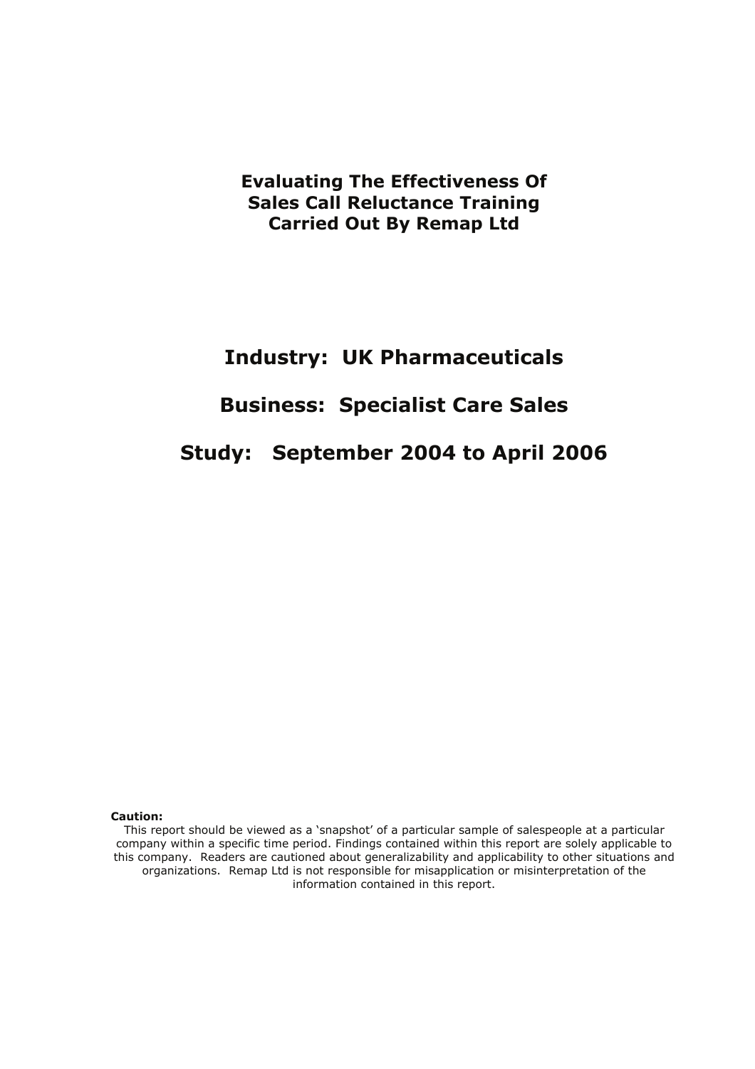# Evaluating The Effectiveness Of Sales Call Reluctance Training Carried Out By Remap Ltd

## Industry: UK Pharmaceuticals

## Business: Specialist Care Sales

## Study: September 2004 to April 2006

**Caution:**

This report should be viewed as a 'snapshot' of a particular sample of salespeople at a particular company within a specific time period. Findings contained within this report are solely applicable to this company. Readers are cautioned about generalizability and applicability to other situations and organizations. Remap Ltd is not responsible for misapplication or misinterpretation of the information contained in this report.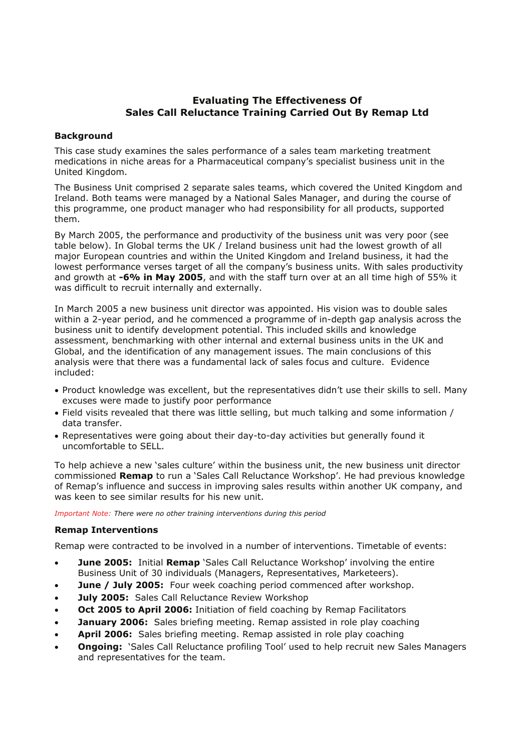## Evaluating The Effectiveness Of Sales Call Reluctance Training Carried Out By Remap Ltd

### Background

This case study examines the sales performance of a sales team marketing treatment medications in niche areas for a Pharmaceutical company's specialist business unit in the United Kingdom.

The Business Unit comprised 2 separate sales teams, which covered the United Kingdom and Ireland. Both teams were managed by a National Sales Manager, and during the course of this programme, one product manager who had responsibility for all products, supported them.

By March 2005, the performance and productivity of the business unit was very poor (see table below). In Global terms the UK / Ireland business unit had the lowest growth of all major European countries and within the United Kingdom and Ireland business, it had the lowest performance verses target of all the company's business units. With sales productivity and growth at **-6% in May 2005**, and with the staff turn over at an all time high of 55% it was difficult to recruit internally and externally.

In March 2005 a new business unit director was appointed. His vision was to double sales within a 2-year period, and he commenced a programme of in-depth gap analysis across the business unit to identify development potential. This included skills and knowledge assessment, benchmarking with other internal and external business units in the UK and Global, and the identification of any management issues. The main conclusions of this analysis were that there was a fundamental lack of sales focus and culture. Evidence included:

- Product knowledge was excellent, but the representatives didn't use their skills to sell. Many excuses were made to justify poor performance
- Field visits revealed that there was little selling, but much talking and some information / data transfer.
- Representatives were going about their day-to-day activities but generally found it uncomfortable to SELL.

To help achieve a new 'sales culture' within the business unit, the new business unit director commissioned **Remap** to run a 'Sales Call Reluctance Workshop'. He had previous knowledge of Remap's influence and success in improving sales results within another UK company, and was keen to see similar results for his new unit.

*Important Note: There were no other training interventions during this period*

### Remap Interventions

Remap were contracted to be involved in a number of interventions. Timetable of events:

- **June 2005:** Initial **Remap** 'Sales Call Reluctance Workshop' involving the entire Business Unit of 30 individuals (Managers, Representatives, Marketeers).
- **June / July 2005:** Four week coaching period commenced after workshop.
- **July 2005:** Sales Call Reluctance Review Workshop
- **Oct 2005 to April 2006:** Initiation of field coaching by Remap Facilitators
- **January 2006:** Sales briefing meeting. Remap assisted in role play coaching
- **April 2006:** Sales briefing meeting. Remap assisted in role play coaching
- **Ongoing:** 'Sales Call Reluctance profiling Tool' used to help recruit new Sales Managers and representatives for the team.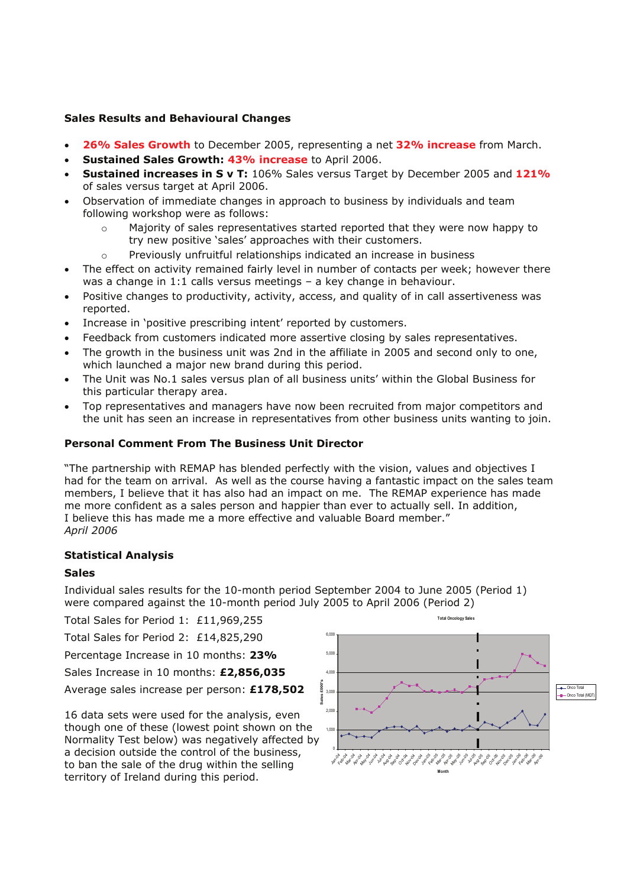### Sales Results and Behavioural Changes

- **26% Sales Growth** to December 2005, representing a net **32% increase** from March.
- **Sustained Sales Growth: 43% increase** to April 2006.
- **Sustained increases in S v T:** 106% Sales versus Target by December 2005 and **121%** of sales versus target at April 2006.
- Observation of immediate changes in approach to business by individuals and team following workshop were as follows:
  - Majority of sales representatives started reported that they were now happy to try new positive 'sales' approaches with their customers.
  - Previously unfruitful relationships indicated an increase in business
- The effect on activity remained fairly level in number of contacts per week; however there was a change in 1:1 calls versus meetings – a key change in behaviour.
- Positive changes to productivity, activity, access, and quality of in call assertiveness was reported.
- Increase in 'positive prescribing intent' reported by customers.
- Feedback from customers indicated more assertive closing by sales representatives.
- The growth in the business unit was 2nd in the affiliate in 2005 and second only to one, which launched a major new brand during this period.
- The Unit was No.1 sales versus plan of all business units' within the Global Business for this particular therapy area.
- Top representatives and managers have now been recruited from major competitors and the unit has seen an increase in representatives from other business units wanting to join.

### Personal Comment From The Business Unit Director

"The partnership with REMAP has blended perfectly with the vision, values and objectives I had for the team on arrival. As well as the course having a fantastic impact on the sales team members, I believe that it has also had an impact on me. The REMAP experience has made me more confident as a sales person and happier than ever to actually sell. In addition, I believe this has made me a more effective and valuable Board member."
*April 2006*

### Statistical Analysis

#### Sales

Individual sales results for the 10-month period September 2004 to June 2005 (Period 1) were compared against the 10-month period July 2005 to April 2006 (Period 2)

Total Sales for Period 1: £11,969,255

Total Sales for Period 2: £14,825,290

Percentage Increase in 10 months: **23%**

Sales Increase in 10 months: **£2,856,035**

Average sales increase per person: **£178,502**

16 data sets were used for the analysis, even though one of these (lowest point shown on the Normality Test below) was negatively affected by a decision outside the control of the business, to ban the sale of the drug within the selling territory of Ireland during this period.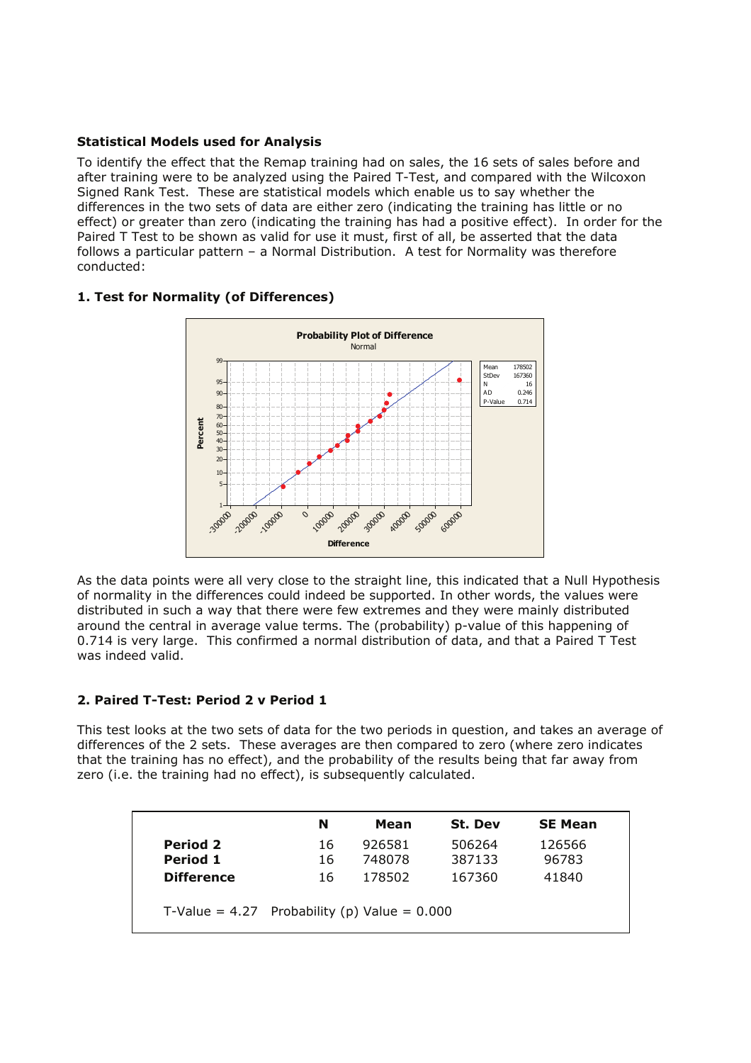**Statistical Models used for Analysis**

To identify the effect that the Remap training had on sales, the 16 sets of sales before and after training were to be analyzed using the Paired T-Test, and compared with the Wilcoxon Signed Rank Test. These are statistical models which enable us to say whether the differences in the two sets of data are either zero (indicating the training has little or no effect) or greater than zero (indicating the training has had a positive effect). In order for the Paired T Test to be shown as valid for use it must, first of all, be asserted that the data follows a particular pattern – a Normal Distribution. A test for Normality was therefore conducted:

**1. Test for Normality (of Differences)**

As the data points were all very close to the straight line, this indicated that a Null Hypothesis of normality in the differences could indeed be supported. In other words, the values were distributed in such a way that there were few extremes and they were mainly distributed around the central in average value terms. The (probability) p-value of this happening of 0.714 is very large. This confirmed a normal distribution of data, and that a Paired T Test was indeed valid.

**2. Paired T-Test: Period 2 v Period 1**

This test looks at the two sets of data for the two periods in question, and takes an average of differences of the 2 sets. These averages are then compared to zero (where zero indicates that the training has no effect), and the probability of the results being that far away from zero (i.e. the training had no effect), is subsequently calculated.

| | N | Mean | St. Dev | SE Mean |
|---|---|---|---|---|
| **Period 2** | 16 | 926581 | 506264 | 126566 |
| **Period 1** | 16 | 748078 | 387133 | 96783 |
| **Difference** | 16 | 178502 | 167360 | 41840 |

T-Value = 4.27 Probability (p) Value = 0.000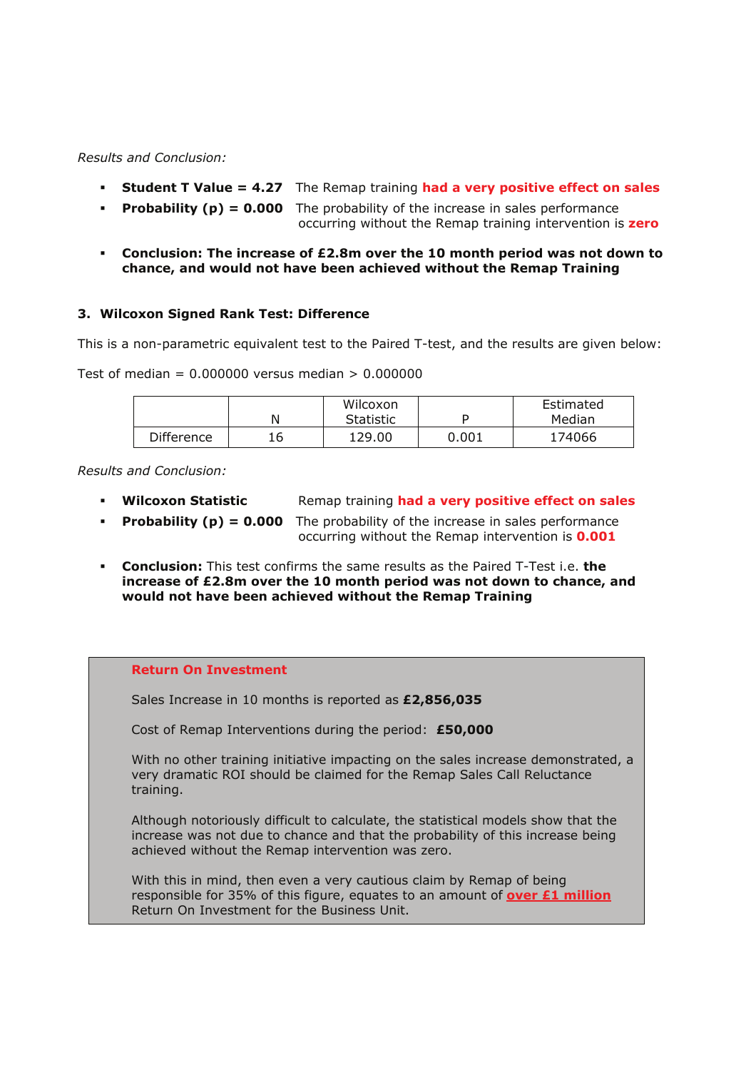*Results and Conclusion:*

- **Student T Value = 4.27** The Remap training **had a very positive effect on sales**
- **Probability (p) = 0.000** The probability of the increase in sales performance occurring without the Remap training intervention is **zero**

- **Conclusion: The increase of £2.8m over the 10 month period was not down to chance, and would not have been achieved without the Remap Training**

### 3. Wilcoxon Signed Rank Test: Difference

This is a non-parametric equivalent test to the Paired T-test, and the results are given below:

Test of median = 0.000000 versus median > 0.000000

| | N | Wilcoxon Statistic | P | Estimated Median |
|---|---|---|---|---|
| Difference | 16 | 129.00 | 0.001 | 174066 |

*Results and Conclusion:*

- **Wilcoxon Statistic** Remap training **had a very positive effect on sales**
- **Probability (p) = 0.000** The probability of the increase in sales performance occurring without the Remap intervention is **0.001**

- **Conclusion:** This test confirms the same results as the Paired T-Test i.e. **the increase of £2.8m over the 10 month period was not down to chance, and would not have been achieved without the Remap Training**

**Return On Investment**

Sales Increase in 10 months is reported as **£2,856,035**

Cost of Remap Interventions during the period: **£50,000**

With no other training initiative impacting on the sales increase demonstrated, a very dramatic ROI should be claimed for the Remap Sales Call Reluctance training.

Although notoriously difficult to calculate, the statistical models show that the increase was not due to chance and that the probability of this increase being achieved without the Remap intervention was zero.

With this in mind, then even a very cautious claim by Remap of being responsible for 35% of this figure, equates to an amount of **over £1 million** Return On Investment for the Business Unit.